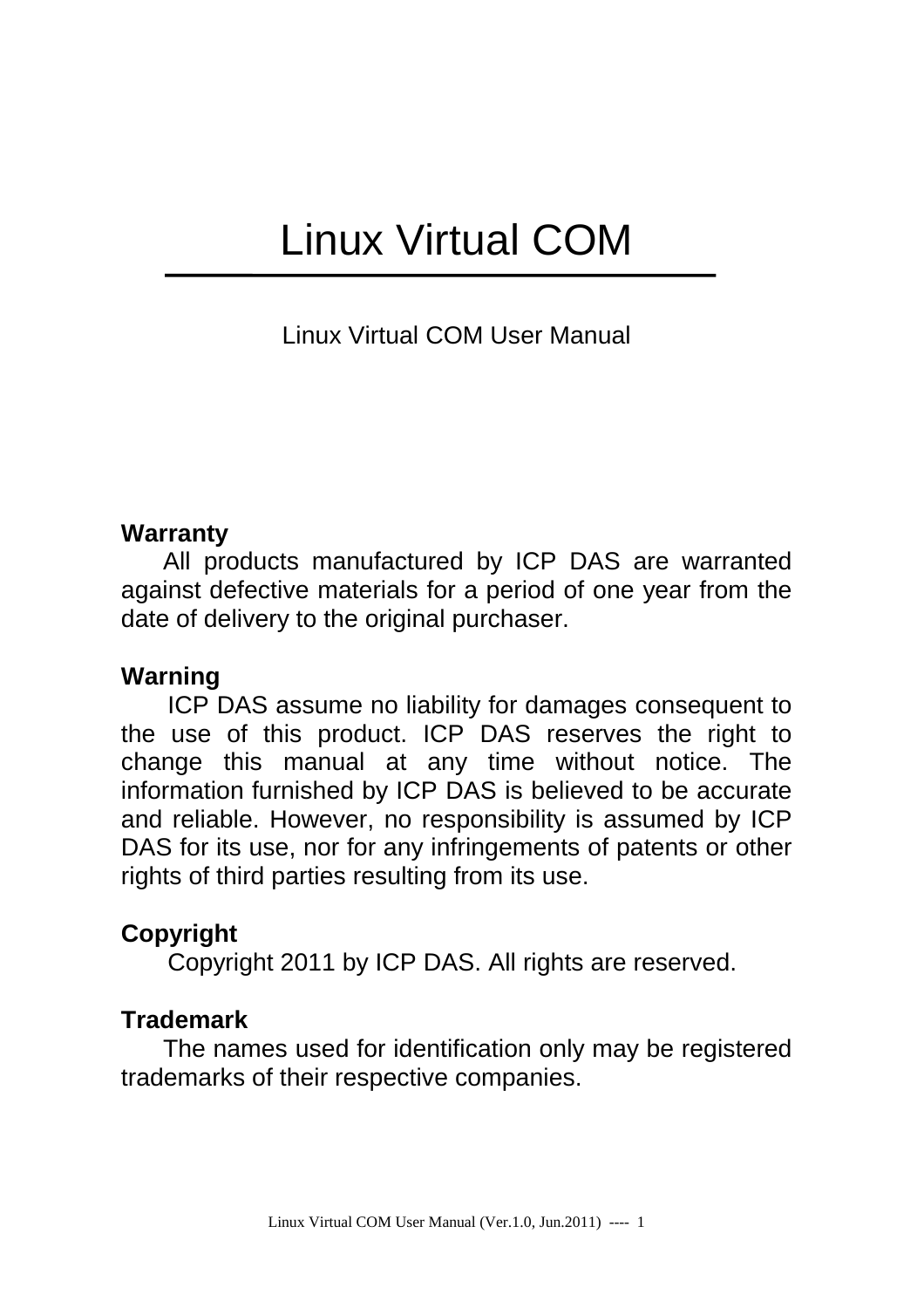# Linux Virtual COM

Linux Virtual COM User Manual

**Warranty**

All products manufactured by ICP DAS are warranted against defective materials for a period of one year from the date of delivery to the original purchaser.

**Warning**

ICP DAS assume no liability for damages consequent to the use of this product. ICP DAS reserves the right to change this manual at any time without notice. The information furnished by ICP DAS is believed to be accurate and reliable. However, no responsibility is assumed by ICP DAS for its use, nor for any infringements of patents or other rights of third parties resulting from its use.

**Copyright**

Copyright 2011 by ICP DAS. All rights are reserved.

**Trademark**

The names used for identification only may be registered trademarks of their respective companies.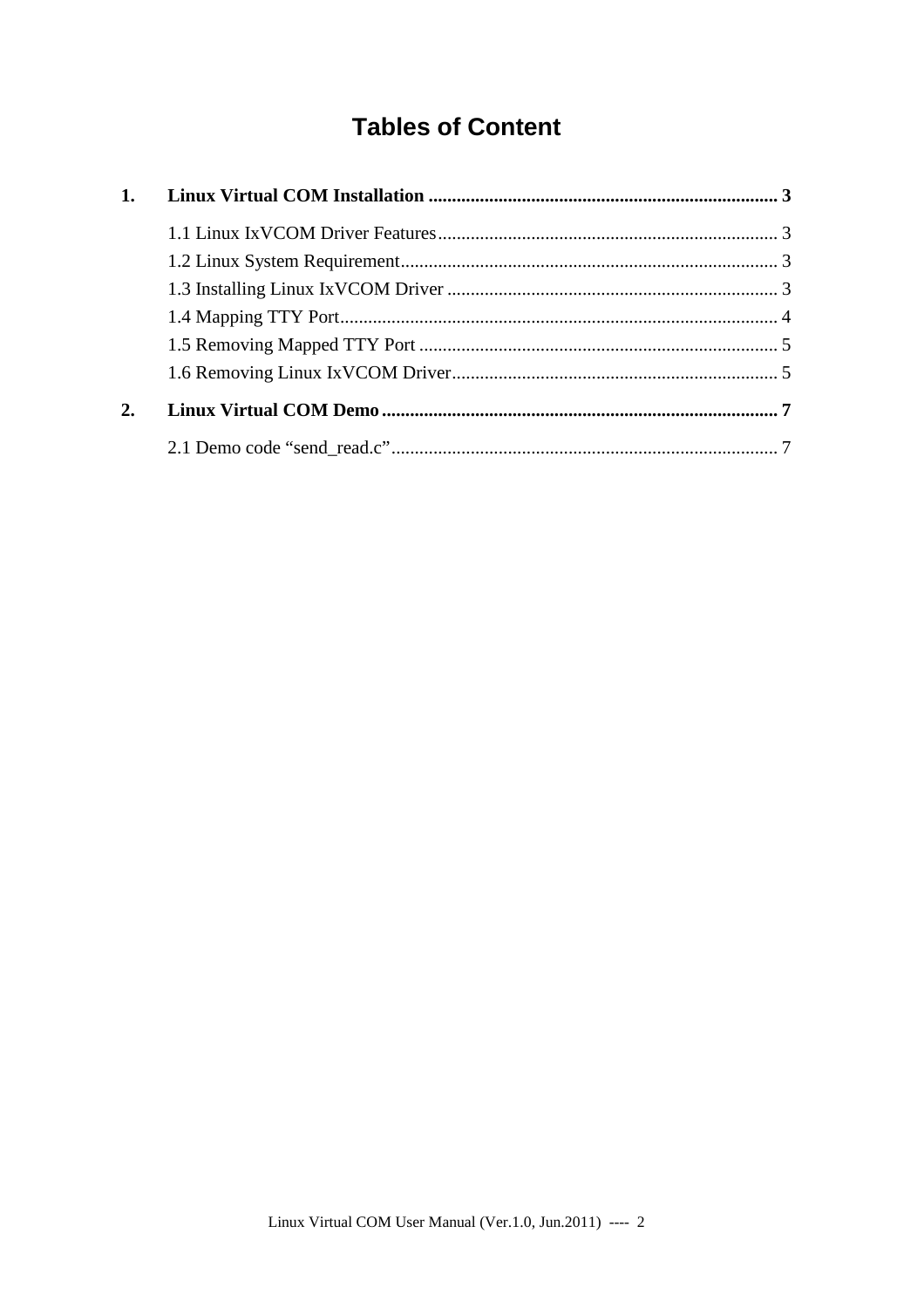# Tables of Content

**1. Linux Virtual COM Installation .......................................................................... 3**

1.1 Linux IxVCOM Driver Features........................................................................ 3

1.2 Linux System Requirement................................................................................ 3

1.3 Installing Linux IxVCOM Driver ...................................................................... 3

1.4 Mapping TTY Port............................................................................................. 4

1.5 Removing Mapped TTY Port ............................................................................ 5

1.6 Removing Linux IxVCOM Driver..................................................................... 5

**2. Linux Virtual COM Demo ..................................................................................... 7**

2.1 Demo code “send_read.c”.................................................................................. 7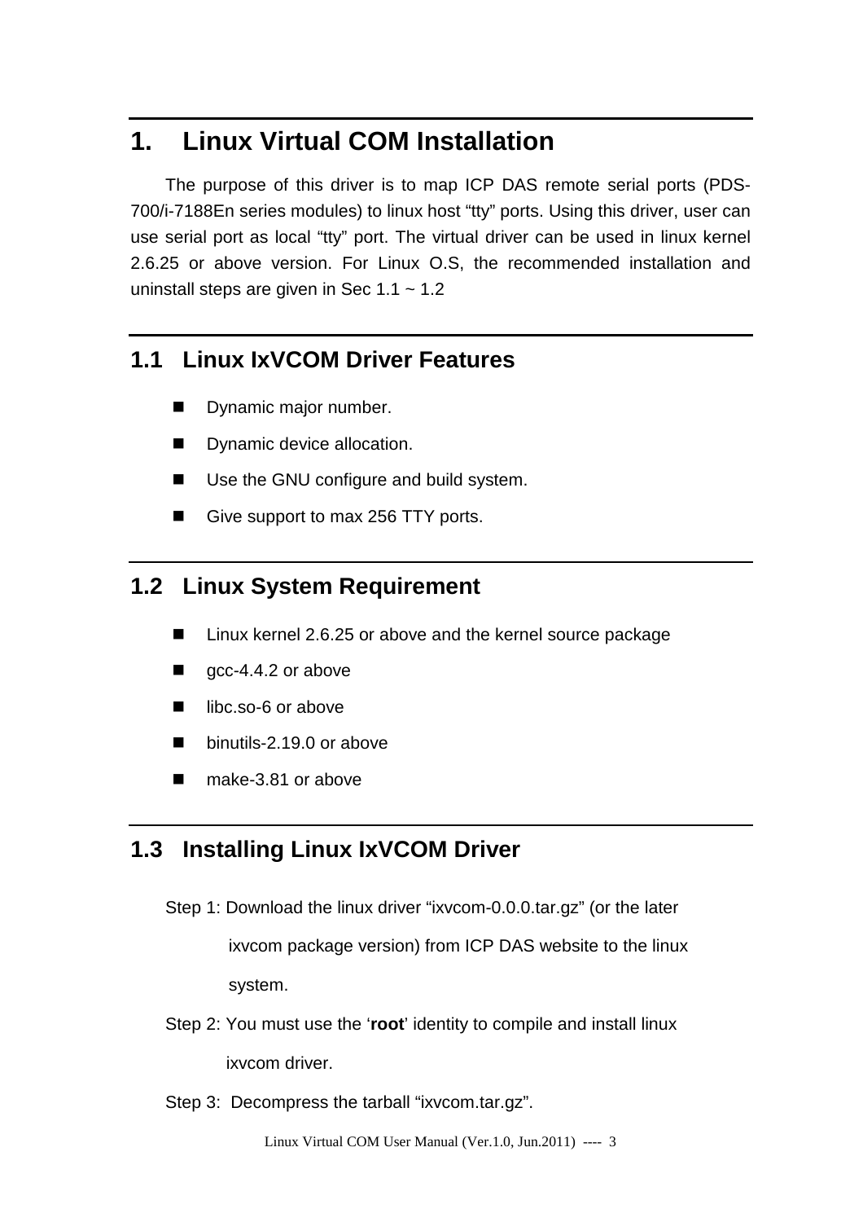# 1. Linux Virtual COM Installation

The purpose of this driver is to map ICP DAS remote serial ports (PDS-700/i-7188En series modules) to linux host "tty" ports. Using this driver, user can use serial port as local "tty" port. The virtual driver can be used in linux kernel 2.6.25 or above version. For Linux O.S, the recommended installation and uninstall steps are given in Sec 1.1 ~ 1.2

## 1.1 Linux IxVCOM Driver Features

- Dynamic major number.
- Dynamic device allocation.
- Use the GNU configure and build system.
- Give support to max 256 TTY ports.

## 1.2 Linux System Requirement

- Linux kernel 2.6.25 or above and the kernel source package
- gcc-4.4.2 or above
- libc.so-6 or above
- binutils-2.19.0 or above
- make-3.81 or above

## 1.3 Installing Linux IxVCOM Driver

Step 1: Download the linux driver "ixvcom-0.0.0.tar.gz" (or the later ixvcom package version) from ICP DAS website to the linux system.

Step 2: You must use the '**root**' identity to compile and install linux ixvcom driver.

Step 3: Decompress the tarball "ixvcom.tar.gz".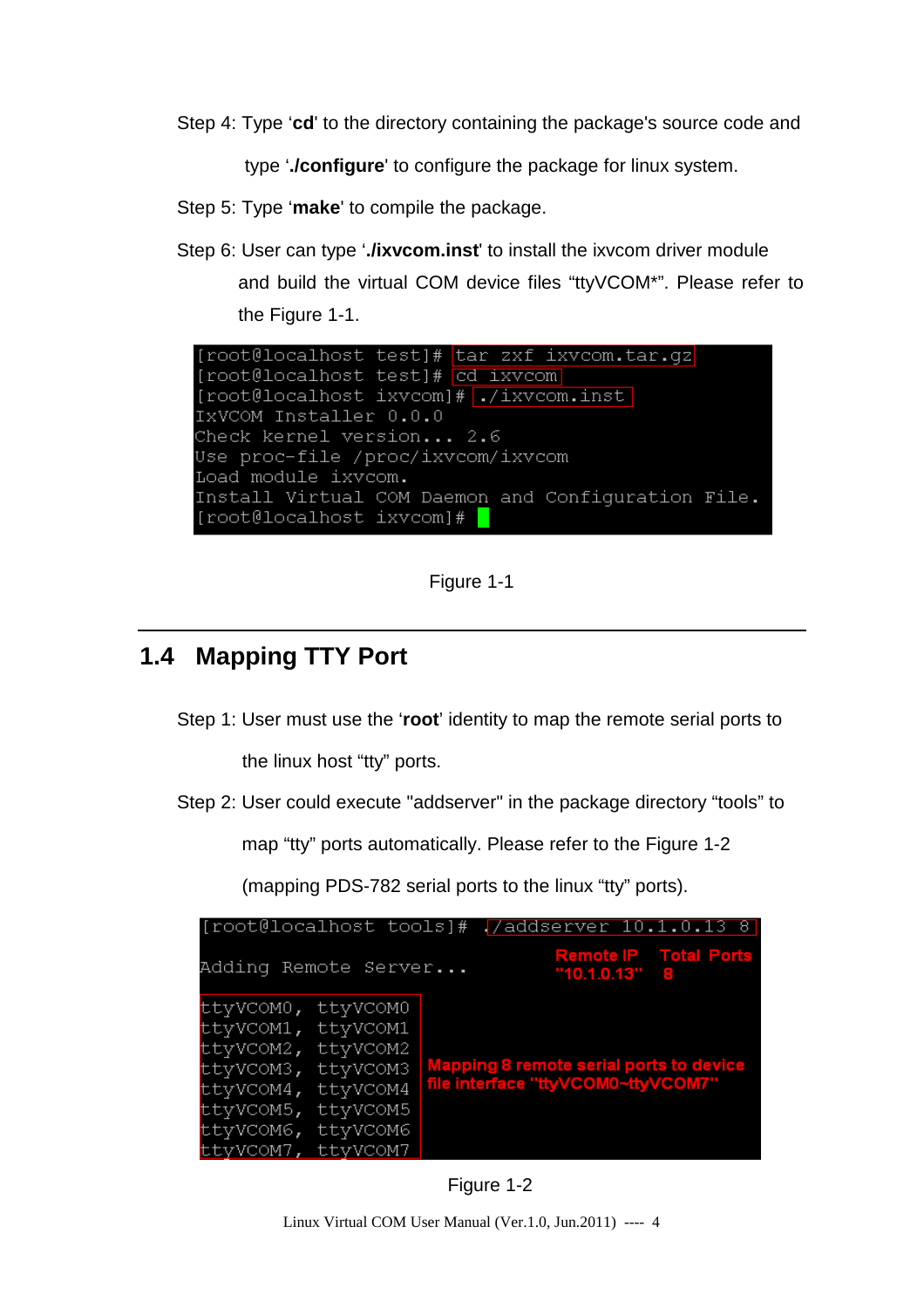Step 4: Type '**cd**' to the directory containing the package's source code and type '**./configure**' to configure the package for linux system.

Step 5: Type '**make**' to compile the package.

Step 6: User can type '**./ixvcom.inst**' to install the ixvcom driver module and build the virtual COM device files "ttyVCOM*". Please refer to the Figure 1-1.

```
[root@localhost test]# tar zxf ixvcom.tar.gz
[root@localhost test]# cd ixvcom
[root@localhost ixvcom]# ./ixvcom.inst
IxVCOM Installer 0.0.0
Check kernel version... 2.6
Use proc-file /proc/ixvcom/ixvcom
Load module ixvcom.
Install Virtual COM Daemon and Configuration File.
[root@localhost ixvcom]#
```

Figure 1-1

## 1.4 Mapping TTY Port

Step 1: User must use the '**root**' identity to map the remote serial ports to the linux host "tty" ports.

Step 2: User could execute "addserver" in the package directory "tools" to map "tty" ports automatically. Please refer to the Figure 1-2 (mapping PDS-782 serial ports to the linux "tty" ports).

```
[root@localhost tools]# ./addserver 10.1.0.13 8

Adding Remote Server...                Remote IP     Total Ports
                                       "10.1.0.13"   8

ttyVCOM0, ttyVCOM0
ttyVCOM1, ttyVCOM1
ttyVCOM2, ttyVCOM2
ttyVCOM3, ttyVCOM3        Mapping 8 remote serial ports to device
ttyVCOM4, ttyVCOM4        file interface "ttyVCOM0~ttyVCOM7"
ttyVCOM5, ttyVCOM5
ttyVCOM6, ttyVCOM6
ttyVCOM7, ttyVCOM7
```

Figure 1-2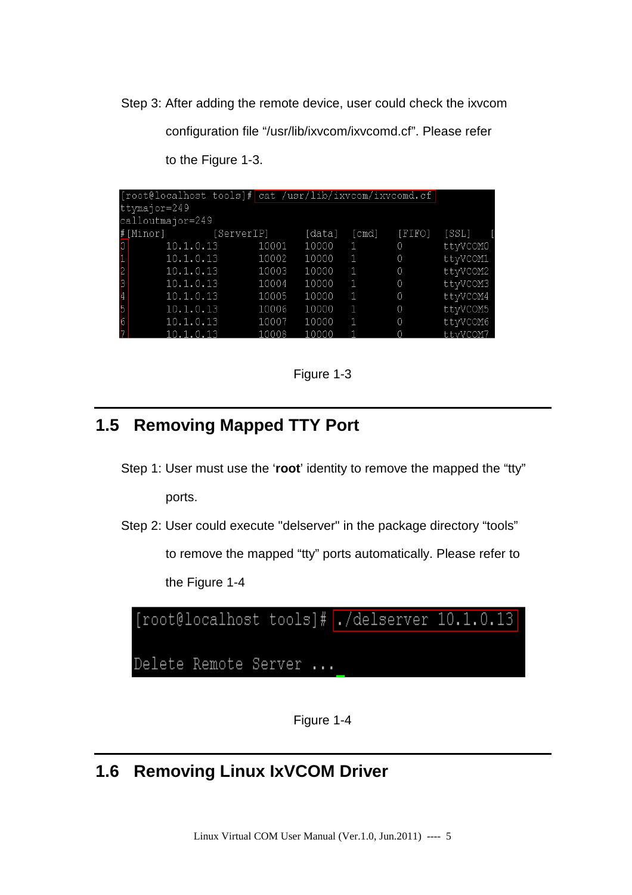Step 3: After adding the remote device, user could check the ixvcom configuration file "/usr/lib/ixvcom/ixvcomd.cf". Please refer to the Figure 1-3.

```
[root@localhost tools]# cat /usr/lib/ixvcom/ixvcomd.cf
ttymajor=249
calloutmajor=249
#[Minor]        [ServerIP]       [data]  [cmd]   [FIFO]  [SSL]   [
0       10.1.0.13       10001   10000   1       0       ttyVCOM0
1       10.1.0.13       10002   10000   1       0       ttyVCOM1
2       10.1.0.13       10003   10000   1       0       ttyVCOM2
3       10.1.0.13       10004   10000   1       0       ttyVCOM3
4       10.1.0.13       10005   10000   1       0       ttyVCOM4
5       10.1.0.13       10006   10000   1       0       ttyVCOM5
6       10.1.0.13       10007   10000   1       0       ttyVCOM6
7       10.1.0.13       10008   10000   1       0       ttyVCOM7
```

Figure 1-3

## 1.5 Removing Mapped TTY Port

Step 1: User must use the '**root**' identity to remove the mapped the "tty" ports.

Step 2: User could execute "delserver" in the package directory "tools" to remove the mapped "tty" ports automatically. Please refer to the Figure 1-4

```
[root@localhost tools]# ./delserver 10.1.0.13

Delete Remote Server ...
```

Figure 1-4

## 1.6 Removing Linux IxVCOM Driver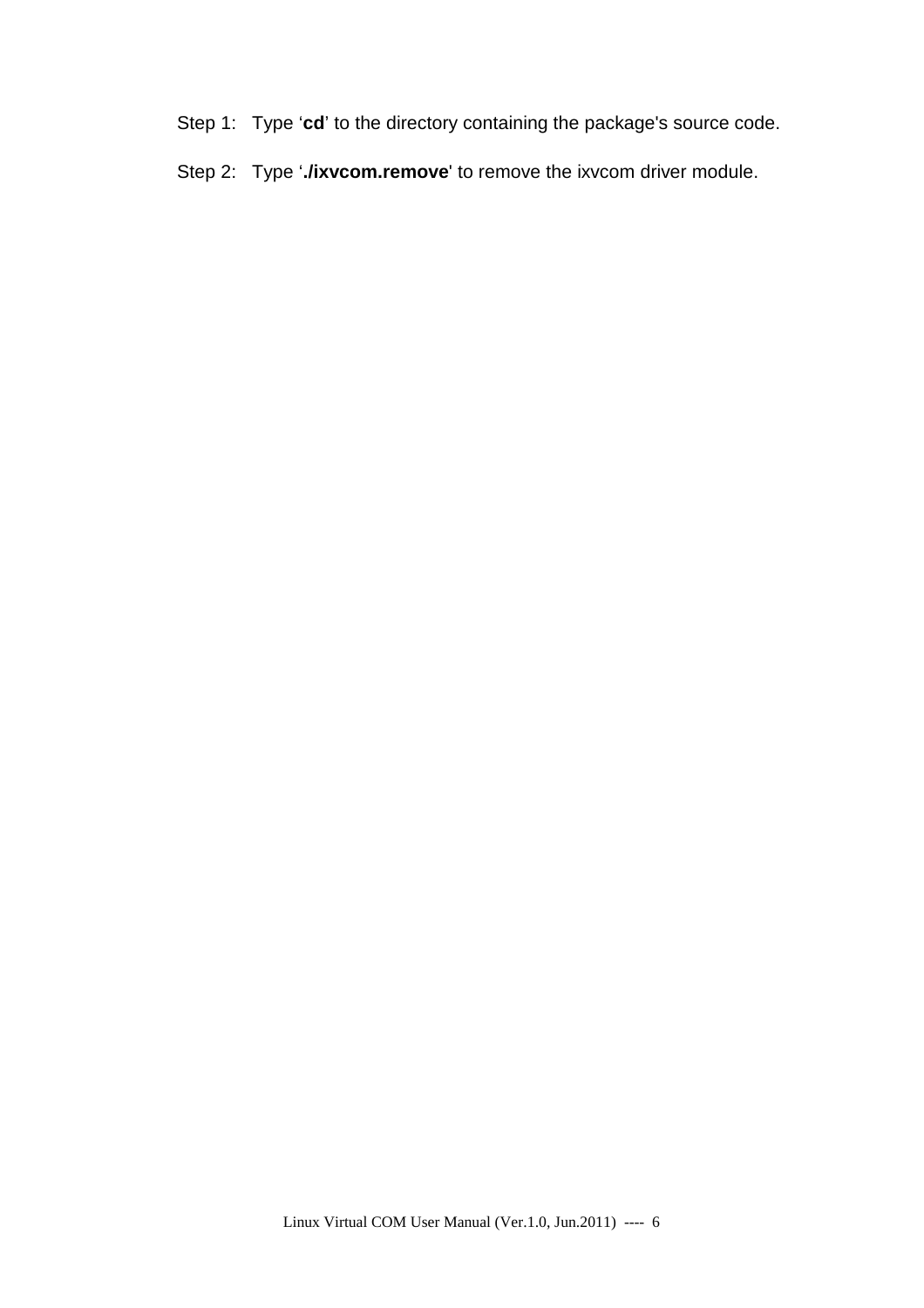Step 1: Type ‘**cd**’ to the directory containing the package's source code.

Step 2: Type ‘**./ixvcom.remove**' to remove the ixvcom driver module.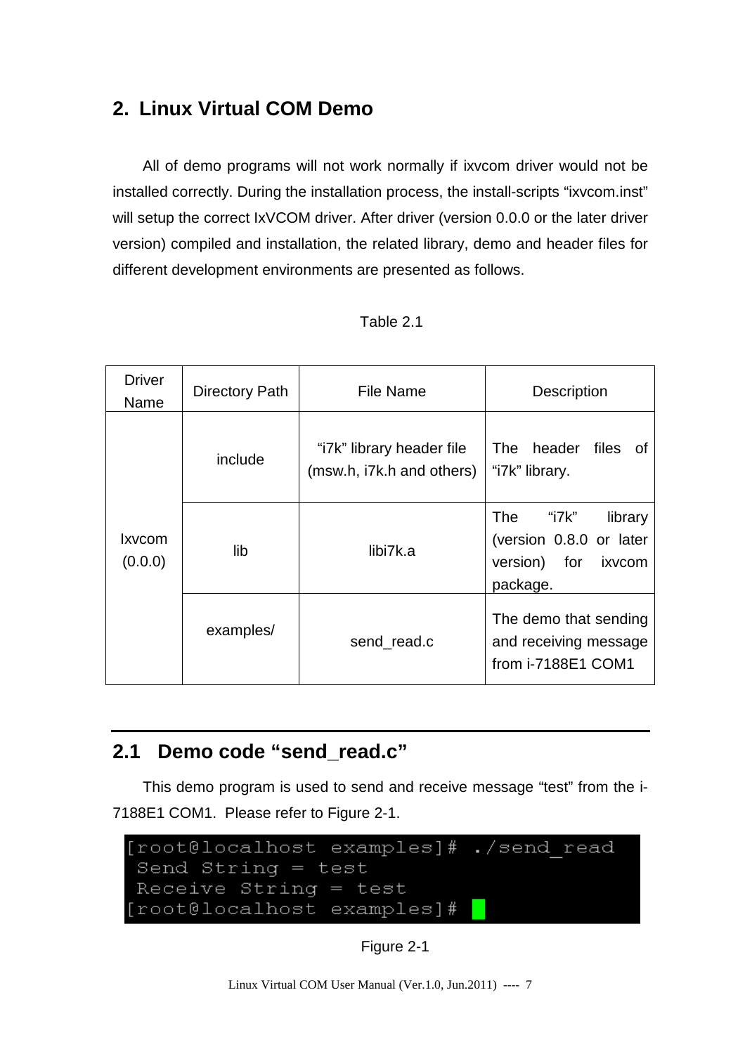## 2. Linux Virtual COM Demo

All of demo programs will not work normally if ixvcom driver would not be installed correctly. During the installation process, the install-scripts “ixvcom.inst” will setup the correct IxVCOM driver. After driver (version 0.0.0 or the later driver version) compiled and installation, the related library, demo and header files for different development environments are presented as follows.

Table 2.1

| Driver Name | Directory Path | File Name | Description |
|---|---|---|---|
| Ixvcom (0.0.0) | include | “i7k” library header file (msw.h, i7k.h and others) | The header files of “i7k” library. |
| | lib | libi7k.a | The “i7k” library (version 0.8.0 or later version) for ixvcom package. |
| | examples/ | send_read.c | The demo that sending and receiving message from i-7188E1 COM1 |

### 2.1 Demo code “send_read.c”

This demo program is used to send and receive message “test” from the i-7188E1 COM1. Please refer to Figure 2-1.

```
[root@localhost examples]# ./send_read
 Send String = test
 Receive String = test
[root@localhost examples]#
```

Figure 2-1